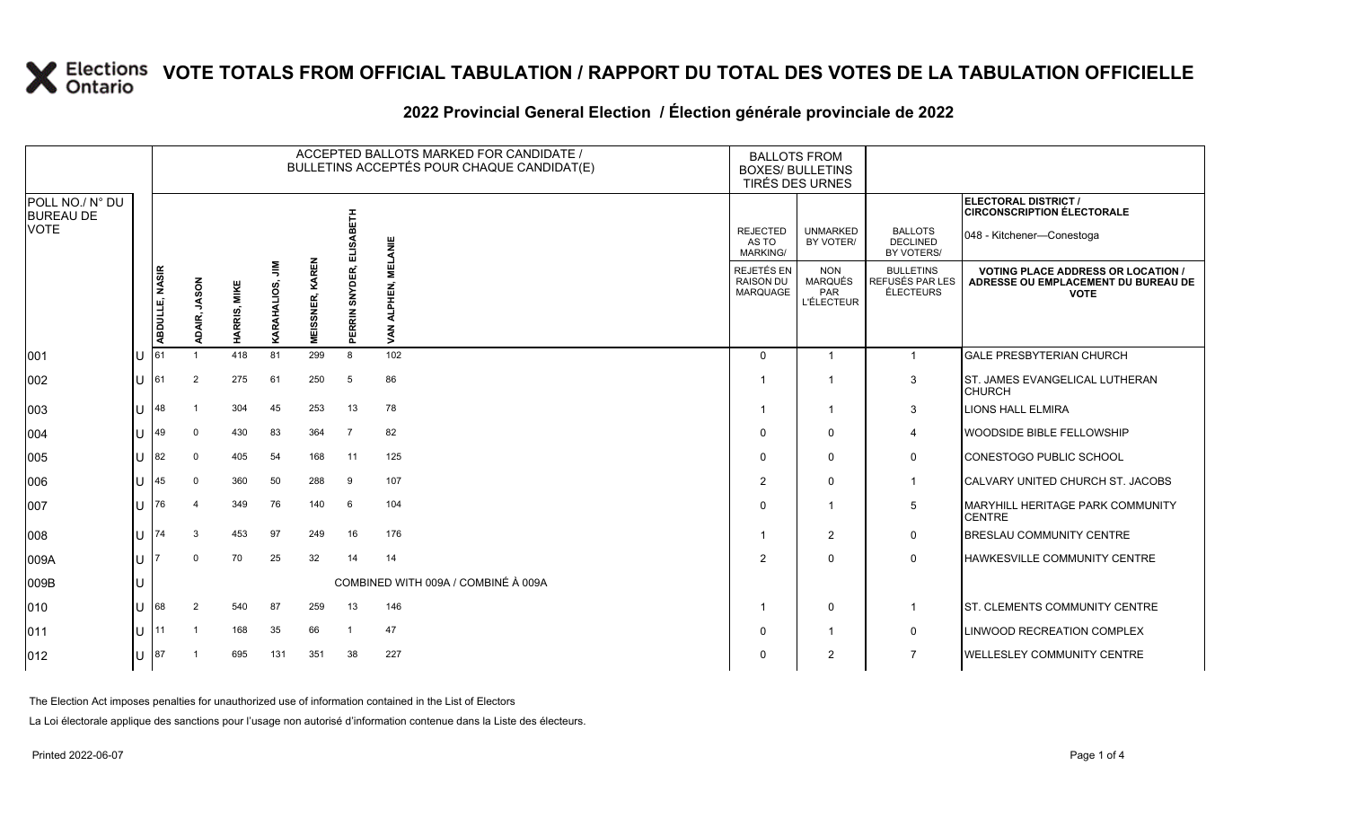# VOTE TOTALS FROM OFFICIAL TABULATION / RAPPORT DU TOTAL DES VOTES DE LA TABULATION OFFICIELLE

## 2022 Provincial General Election / Élection générale provinciale de 2022

ELECTORAL DISTRICT / CIRCONSCRIPTION ÉLECTORALE: 048 - Kitchener—Conestoga

| POLL NO./ N° DU BUREAU DE VOTE | | ACCEPTED BALLOTS MARKED FOR CANDIDATE / BULLETINS ACCEPTÉS POUR CHAQUE CANDIDAT(E) | | | | | | | BALLOTS FROM BOXES/ BULLETINS TIRÉS DES URNES | | | |
|---|---|---|---|---|---|---|---|---|---|---|---|---|
| | | ABDULLE, NASIR | ADAIR, JASON | HARRIS, MIKE | KARAHALIOS, JIM | MEISSNER, KAREN | PERRIN SNYDER, ELISABETH | VAN ALPHEN, MELANIE | REJECTED AS TO MARKING/ REJETÉS EN RAISON DU MARQUAGE | UNMARKED BY VOTER/ NON MARQUÉS PAR L'ÉLECTEUR | BALLOTS DECLINED BY VOTERS/ BULLETINS REFUSÉS PAR LES ÉLECTEURS | VOTING PLACE ADDRESS OR LOCATION / ADRESSE OU EMPLACEMENT DU BUREAU DE VOTE |
| 001 | U | 61 | 1 | 418 | 81 | 299 | 8 | 102 | 0 | 1 | 1 | GALE PRESBYTERIAN CHURCH |
| 002 | U | 61 | 2 | 275 | 61 | 250 | 5 | 86 | 1 | 1 | 3 | ST. JAMES EVANGELICAL LUTHERAN CHURCH |
| 003 | U | 48 | 1 | 304 | 45 | 253 | 13 | 78 | 1 | 1 | 3 | LIONS HALL ELMIRA |
| 004 | U | 49 | 0 | 430 | 83 | 364 | 7 | 82 | 0 | 0 | 4 | WOODSIDE BIBLE FELLOWSHIP |
| 005 | U | 82 | 0 | 405 | 54 | 168 | 11 | 125 | 0 | 0 | 0 | CONESTOGO PUBLIC SCHOOL |
| 006 | U | 45 | 0 | 360 | 50 | 288 | 9 | 107 | 2 | 0 | 1 | CALVARY UNITED CHURCH ST. JACOBS |
| 007 | U | 76 | 4 | 349 | 76 | 140 | 6 | 104 | 0 | 1 | 5 | MARYHILL HERITAGE PARK COMMUNITY CENTRE |
| 008 | U | 74 | 3 | 453 | 97 | 249 | 16 | 176 | 1 | 2 | 0 | BRESLAU COMMUNITY CENTRE |
| 009A | U | 7 | 0 | 70 | 25 | 32 | 14 | 14 | 2 | 0 | 0 | HAWKESVILLE COMMUNITY CENTRE |
| 009B | U | COMBINED WITH 009A / COMBINÉ À 009A | | | | | | | | | | |
| 010 | U | 68 | 2 | 540 | 87 | 259 | 13 | 146 | 1 | 0 | 1 | ST. CLEMENTS COMMUNITY CENTRE |
| 011 | U | 11 | 1 | 168 | 35 | 66 | 1 | 47 | 0 | 1 | 0 | LINWOOD RECREATION COMPLEX |
| 012 | U | 87 | 1 | 695 | 131 | 351 | 38 | 227 | 0 | 2 | 7 | WELLESLEY COMMUNITY CENTRE |

The Election Act imposes penalties for unauthorized use of information contained in the List of Electors

La Loi électorale applique des sanctions pour l'usage non autorisé d'information contenue dans la Liste des électeurs.

Printed 2022-06-07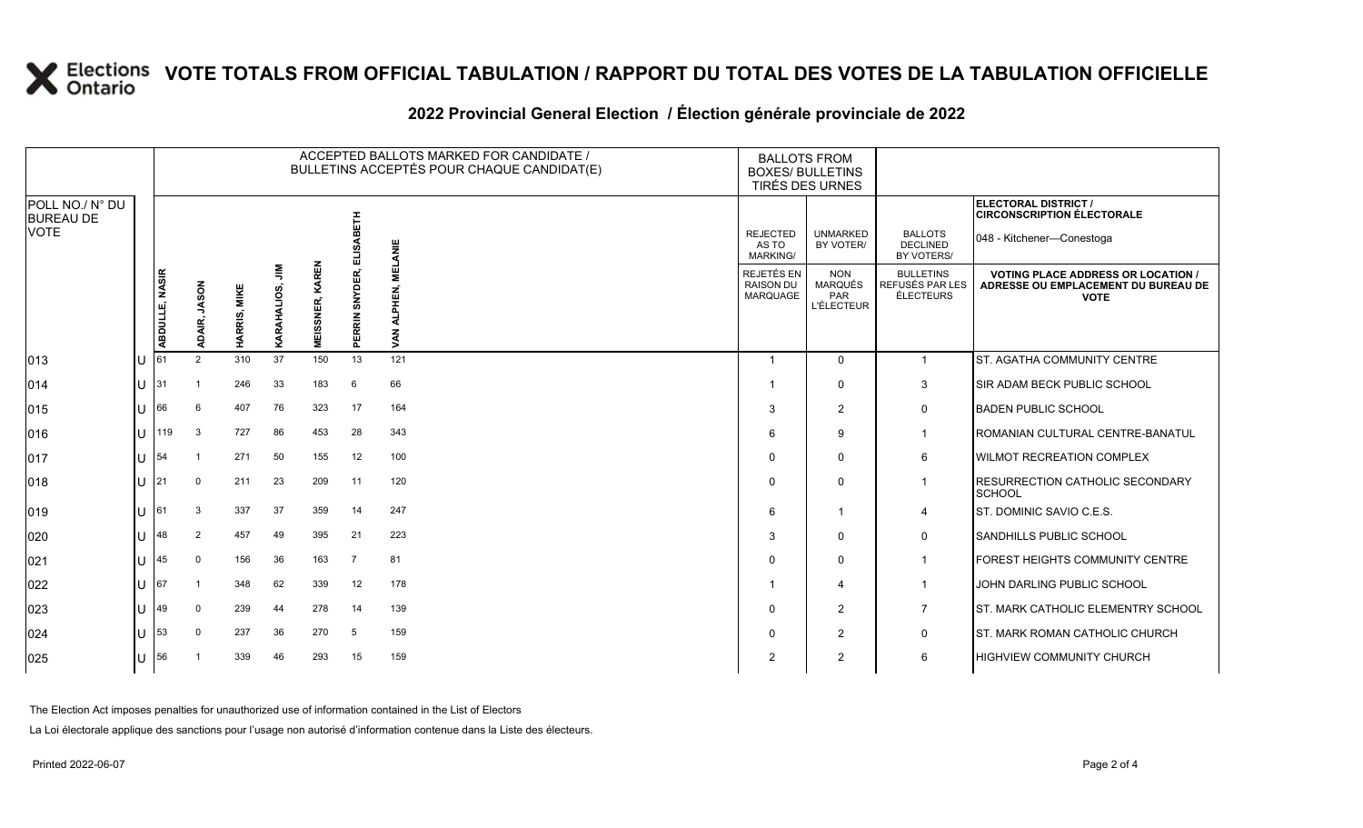# VOTE TOTALS FROM OFFICIAL TABULATION / RAPPORT DU TOTAL DES VOTES DE LA TABULATION OFFICIELLE

## 2022 Provincial General Election / Élection générale provinciale de 2022

| POLL NO./ N° DU BUREAU DE VOTE | | ABDULLE, NASIR | ADAIR, JASON | HARRIS, MIKE | KARAHALIOS, JIM | MEISSNER, KAREN | PERRIN SNYDER, ELISABETH | VAN ALPHEN, MELANIE | REJECTED AS TO MARKING/ REJETÉS EN RAISON DU MARQUAGE | UNMARKED BY VOTER/ NON MARQUÉS PAR L'ÉLECTEUR | BALLOTS DECLINED BY VOTERS/ BULLETINS REFUSÉS PAR LES ÉLECTEURS | ELECTORAL DISTRICT / CIRCONSCRIPTION ÉLECTORALE: 048 - Kitchener—Conestoga — VOTING PLACE ADDRESS OR LOCATION / ADRESSE OU EMPLACEMENT DU BUREAU DE VOTE |
|---|---|---|---|---|---|---|---|---|---|---|---|---|
| 013 | U | 61 | 2 | 310 | 37 | 150 | 13 | 121 | 1 | 0 | 1 | ST. AGATHA COMMUNITY CENTRE |
| 014 | U | 31 | 1 | 246 | 33 | 183 | 6 | 66 | 1 | 0 | 3 | SIR ADAM BECK PUBLIC SCHOOL |
| 015 | U | 66 | 6 | 407 | 76 | 323 | 17 | 164 | 3 | 2 | 0 | BADEN PUBLIC SCHOOL |
| 016 | U | 119 | 3 | 727 | 86 | 453 | 28 | 343 | 6 | 9 | 1 | ROMANIAN CULTURAL CENTRE-BANATUL |
| 017 | U | 54 | 1 | 271 | 50 | 155 | 12 | 100 | 0 | 0 | 6 | WILMOT RECREATION COMPLEX |
| 018 | U | 21 | 0 | 211 | 23 | 209 | 11 | 120 | 0 | 0 | 1 | RESURRECTION CATHOLIC SECONDARY SCHOOL |
| 019 | U | 61 | 3 | 337 | 37 | 359 | 14 | 247 | 6 | 1 | 4 | ST. DOMINIC SAVIO C.E.S. |
| 020 | U | 48 | 2 | 457 | 49 | 395 | 21 | 223 | 3 | 0 | 0 | SANDHILLS PUBLIC SCHOOL |
| 021 | U | 45 | 0 | 156 | 36 | 163 | 7 | 81 | 0 | 0 | 1 | FOREST HEIGHTS COMMUNITY CENTRE |
| 022 | U | 67 | 1 | 348 | 62 | 339 | 12 | 178 | 1 | 4 | 1 | JOHN DARLING PUBLIC SCHOOL |
| 023 | U | 49 | 0 | 239 | 44 | 278 | 14 | 139 | 0 | 2 | 7 | ST. MARK CATHOLIC ELEMENTRY SCHOOL |
| 024 | U | 53 | 0 | 237 | 36 | 270 | 5 | 159 | 0 | 2 | 0 | ST. MARK ROMAN CATHOLIC CHURCH |
| 025 | U | 56 | 1 | 339 | 46 | 293 | 15 | 159 | 2 | 2 | 6 | HIGHVIEW COMMUNITY CHURCH |

The Election Act imposes penalties for unauthorized use of information contained in the List of Electors

La Loi électorale applique des sanctions pour l'usage non autorisé d'information contenue dans la Liste des électeurs.

Printed 2022-06-07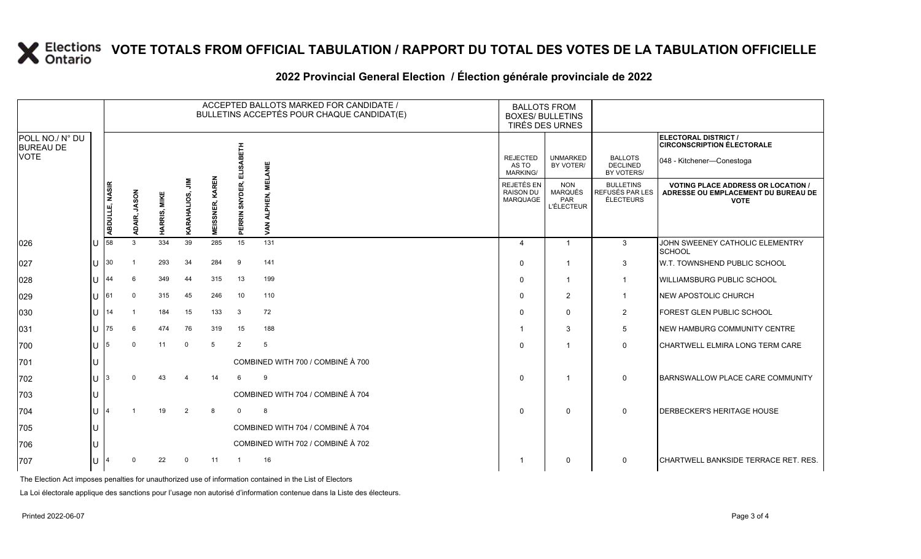# VOTE TOTALS FROM OFFICIAL TABULATION / RAPPORT DU TOTAL DES VOTES DE LA TABULATION OFFICIELLE

## 2022 Provincial General Election / Élection générale provinciale de 2022

ELECTORAL DISTRICT / CIRCONSCRIPTION ÉLECTORALE: 048 - Kitchener—Conestoga

| POLL NO./ N° DU BUREAU DE VOTE | | ABDULLE, NASIR | ADAIR, JASON | HARRIS, MIKE | KARAHALIOS, JIM | MEISSNER, KAREN | PERRIN SNYDER, ELISABETH | VAN ALPHEN, MELANIE | REJECTED AS TO MARKING/ REJETÉS EN RAISON DU MARQUAGE | UNMARKED BY VOTER/ NON MARQUÉS PAR L'ÉLECTEUR | BALLOTS DECLINED BY VOTERS/ BULLETINS REFUSÉS PAR LES ÉLECTEURS | VOTING PLACE ADDRESS OR LOCATION / ADRESSE OU EMPLACEMENT DU BUREAU DE VOTE |
|---|---|---|---|---|---|---|---|---|---|---|---|---|
| 026 | U | 58 | 3 | 334 | 39 | 285 | 15 | 131 | 4 | 1 | 3 | JOHN SWEENEY CATHOLIC ELEMENTRY SCHOOL |
| 027 | U | 30 | 1 | 293 | 34 | 284 | 9 | 141 | 0 | 1 | 3 | W.T. TOWNSHEND PUBLIC SCHOOL |
| 028 | U | 44 | 6 | 349 | 44 | 315 | 13 | 199 | 0 | 1 | 1 | WILLIAMSBURG PUBLIC SCHOOL |
| 029 | U | 61 | 0 | 315 | 45 | 246 | 10 | 110 | 0 | 2 | 1 | NEW APOSTOLIC CHURCH |
| 030 | U | 14 | 1 | 184 | 15 | 133 | 3 | 72 | 0 | 0 | 2 | FOREST GLEN PUBLIC SCHOOL |
| 031 | U | 75 | 6 | 474 | 76 | 319 | 15 | 188 | 1 | 3 | 5 | NEW HAMBURG COMMUNITY CENTRE |
| 700 | U | 5 | 0 | 11 | 0 | 5 | 2 | 5 | 0 | 1 | 0 | CHARTWELL ELMIRA LONG TERM CARE |
| 701 | U | COMBINED WITH 700 / COMBINÉ À 700 | | | | | | | | | | |
| 702 | U | 3 | 0 | 43 | 4 | 14 | 6 | 9 | 0 | 1 | 0 | BARNSWALLOW PLACE CARE COMMUNITY |
| 703 | U | COMBINED WITH 704 / COMBINÉ À 704 | | | | | | | | | | |
| 704 | U | 4 | 1 | 19 | 2 | 8 | 0 | 8 | 0 | 0 | 0 | DERBECKER'S HERITAGE HOUSE |
| 705 | U | COMBINED WITH 704 / COMBINÉ À 704 | | | | | | | | | | |
| 706 | U | COMBINED WITH 702 / COMBINÉ À 702 | | | | | | | | | | |
| 707 | U | 4 | 0 | 22 | 0 | 11 | 1 | 16 | 1 | 0 | 0 | CHARTWELL BANKSIDE TERRACE RET. RES. |

The Election Act imposes penalties for unauthorized use of information contained in the List of Electors

La Loi électorale applique des sanctions pour l'usage non autorisé d'information contenue dans la Liste des électeurs.

Printed 2022-06-07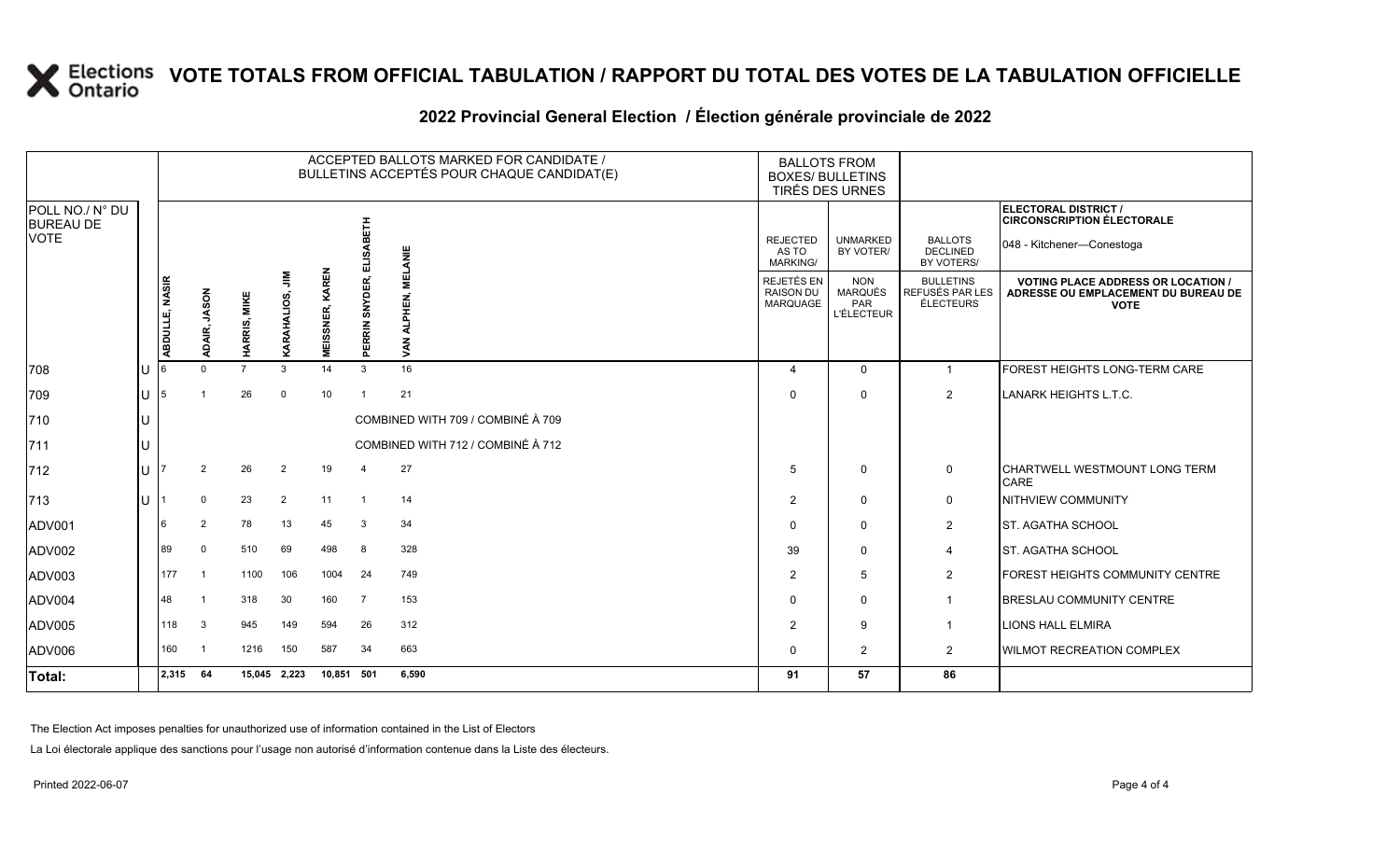# VOTE TOTALS FROM OFFICIAL TABULATION / RAPPORT DU TOTAL DES VOTES DE LA TABULATION OFFICIELLE

## 2022 Provincial General Election / Élection générale provinciale de 2022

ELECTORAL DISTRICT / CIRCONSCRIPTION ÉLECTORALE: 048 - Kitchener—Conestoga

| POLL NO./ N° DU BUREAU DE VOTE | | ABDULLE, NASIR | ADAIR, JASON | HARRIS, MIKE | KARAHALIOS, JIM | MEISSNER, KAREN | PERRIN SNYDER, ELISABETH | VAN ALPHEN, MELANIE | REJECTED AS TO MARKING/ REJETÉS EN RAISON DU MARQUAGE | UNMARKED BY VOTER/ NON MARQUÉS PAR L'ÉLECTEUR | BALLOTS DECLINED BY VOTERS/ BULLETINS REFUSÉS PAR LES ÉLECTEURS | VOTING PLACE ADDRESS OR LOCATION / ADRESSE OU EMPLACEMENT DU BUREAU DE VOTE |
|---|---|---|---|---|---|---|---|---|---|---|---|---|
| 708 | U | 6 | 0 | 7 | 3 | 14 | 3 | 16 | 4 | 0 | 1 | FOREST HEIGHTS LONG-TERM CARE |
| 709 | U | 5 | 1 | 26 | 0 | 10 | 1 | 21 | 0 | 0 | 2 | LANARK HEIGHTS L.T.C. |
| 710 | U | COMBINED WITH 709 / COMBINÉ À 709 | | | | | | | | | | |
| 711 | U | COMBINED WITH 712 / COMBINÉ À 712 | | | | | | | | | | |
| 712 | U | 7 | 2 | 26 | 2 | 19 | 4 | 27 | 5 | 0 | 0 | CHARTWELL WESTMOUNT LONG TERM CARE |
| 713 | U | 1 | 0 | 23 | 2 | 11 | 1 | 14 | 2 | 0 | 0 | NITHVIEW COMMUNITY |
| ADV001 | | 6 | 2 | 78 | 13 | 45 | 3 | 34 | 0 | 0 | 2 | ST. AGATHA SCHOOL |
| ADV002 | | 89 | 0 | 510 | 69 | 498 | 8 | 328 | 39 | 0 | 4 | ST. AGATHA SCHOOL |
| ADV003 | | 177 | 1 | 1100 | 106 | 1004 | 24 | 749 | 2 | 5 | 2 | FOREST HEIGHTS COMMUNITY CENTRE |
| ADV004 | | 48 | 1 | 318 | 30 | 160 | 7 | 153 | 0 | 0 | 1 | BRESLAU COMMUNITY CENTRE |
| ADV005 | | 118 | 3 | 945 | 149 | 594 | 26 | 312 | 2 | 9 | 1 | LIONS HALL ELMIRA |
| ADV006 | | 160 | 1 | 1216 | 150 | 587 | 34 | 663 | 0 | 2 | 2 | WILMOT RECREATION COMPLEX |
| **Total:** | | 2,315 | 64 | 15,045 | 2,223 | 10,851 | 501 | 6,590 | 91 | 57 | 86 | |

The Election Act imposes penalties for unauthorized use of information contained in the List of Electors

La Loi électorale applique des sanctions pour l'usage non autorisé d'information contenue dans la Liste des électeurs.

Printed 2022-06-07